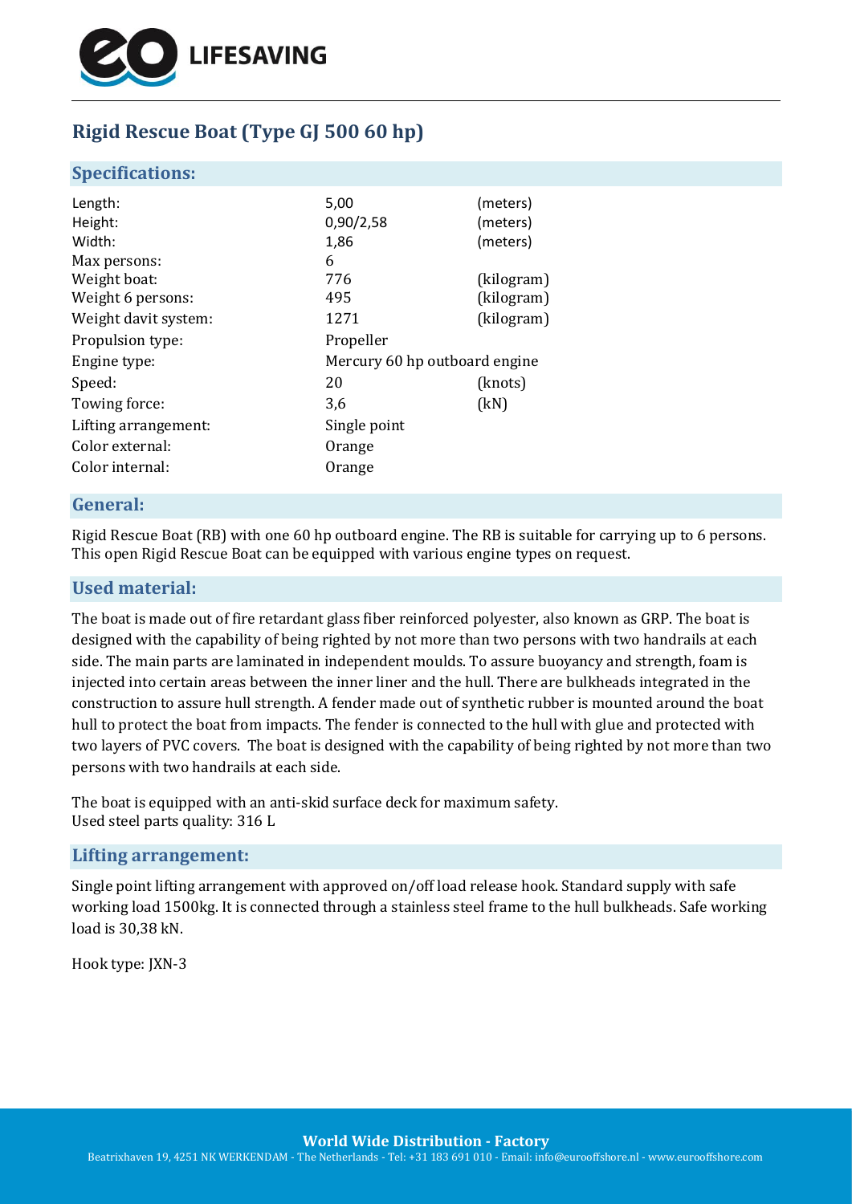LIFESAVING

# Rigid Rescue Boat (Type GJ 500 60 hp)

## Specifications:

| | | |
|---|---|---|
| Length: | 5,00 | (meters) |
| Height: | 0,90/2,58 | (meters) |
| Width: | 1,86 | (meters) |
| Max persons: | 6 | |
| Weight boat: | 776 | (kilogram) |
| Weight 6 persons: | 495 | (kilogram) |
| Weight davit system: | 1271 | (kilogram) |
| Propulsion type: | Propeller | |
| Engine type: | Mercury 60 hp outboard engine | |
| Speed: | 20 | (knots) |
| Towing force: | 3,6 | (kN) |
| Lifting arrangement: | Single point | |
| Color external: | Orange | |
| Color internal: | Orange | |

## General:

Rigid Rescue Boat (RB) with one 60 hp outboard engine. The RB is suitable for carrying up to 6 persons. This open Rigid Rescue Boat can be equipped with various engine types on request.

## Used material:

The boat is made out of fire retardant glass fiber reinforced polyester, also known as GRP. The boat is designed with the capability of being righted by not more than two persons with two handrails at each side. The main parts are laminated in independent moulds. To assure buoyancy and strength, foam is injected into certain areas between the inner liner and the hull. There are bulkheads integrated in the construction to assure hull strength. A fender made out of synthetic rubber is mounted around the boat hull to protect the boat from impacts. The fender is connected to the hull with glue and protected with two layers of PVC covers. The boat is designed with the capability of being righted by not more than two persons with two handrails at each side.

The boat is equipped with an anti-skid surface deck for maximum safety.
Used steel parts quality: 316 L

## Lifting arrangement:

Single point lifting arrangement with approved on/off load release hook. Standard supply with safe working load 1500kg. It is connected through a stainless steel frame to the hull bulkheads. Safe working load is 30,38 kN.

Hook type: JXN-3

**World Wide Distribution - Factory**
Beatrixhaven 19, 4251 NK WERKENDAM - The Netherlands - Tel: +31 183 691 010 - Email: info@eurooffshore.nl - www.eurooffshore.com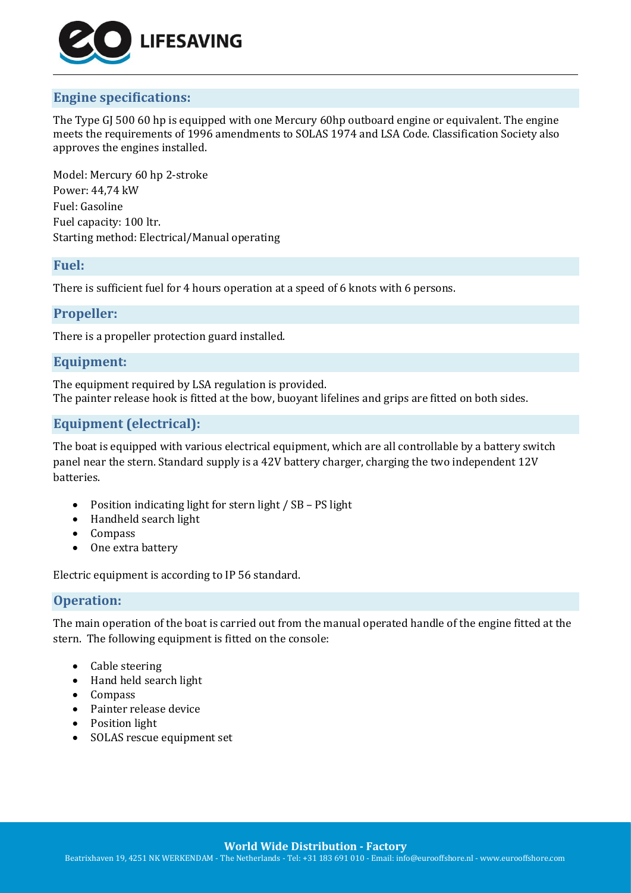## Engine specifications:

The Type GJ 500 60 hp is equipped with one Mercury 60hp outboard engine or equivalent. The engine meets the requirements of 1996 amendments to SOLAS 1974 and LSA Code. Classification Society also approves the engines installed.

Model: Mercury 60 hp 2-stroke
Power: 44,74 kW
Fuel: Gasoline
Fuel capacity: 100 ltr.
Starting method: Electrical/Manual operating

## Fuel:

There is sufficient fuel for 4 hours operation at a speed of 6 knots with 6 persons.

## Propeller:

There is a propeller protection guard installed.

## Equipment:

The equipment required by LSA regulation is provided.
The painter release hook is fitted at the bow, buoyant lifelines and grips are fitted on both sides.

## Equipment (electrical):

The boat is equipped with various electrical equipment, which are all controllable by a battery switch panel near the stern. Standard supply is a 42V battery charger, charging the two independent 12V batteries.

- Position indicating light for stern light / SB – PS light
- Handheld search light
- Compass
- One extra battery

Electric equipment is according to IP 56 standard.

## Operation:

The main operation of the boat is carried out from the manual operated handle of the engine fitted at the stern. The following equipment is fitted on the console:

- Cable steering
- Hand held search light
- Compass
- Painter release device
- Position light
- SOLAS rescue equipment set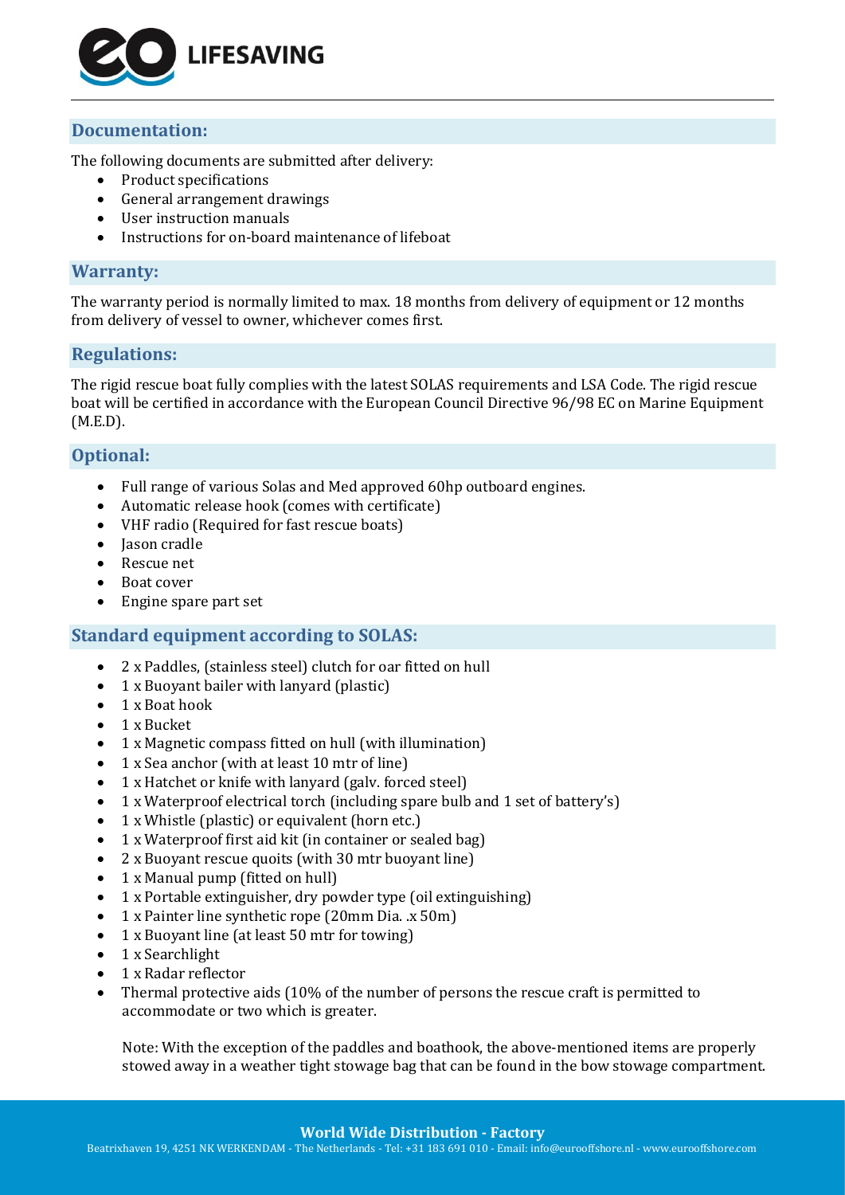## Documentation:

The following documents are submitted after delivery:

- Product specifications
- General arrangement drawings
- User instruction manuals
- Instructions for on-board maintenance of lifeboat

## Warranty:

The warranty period is normally limited to max. 18 months from delivery of equipment or 12 months from delivery of vessel to owner, whichever comes first.

## Regulations:

The rigid rescue boat fully complies with the latest SOLAS requirements and LSA Code. The rigid rescue boat will be certified in accordance with the European Council Directive 96/98 EC on Marine Equipment (M.E.D).

## Optional:

- Full range of various Solas and Med approved 60hp outboard engines.
- Automatic release hook (comes with certificate)
- VHF radio (Required for fast rescue boats)
- Jason cradle
- Rescue net
- Boat cover
- Engine spare part set

## Standard equipment according to SOLAS:

- 2 x Paddles, (stainless steel) clutch for oar fitted on hull
- 1 x Buoyant bailer with lanyard (plastic)
- 1 x Boat hook
- 1 x Bucket
- 1 x Magnetic compass fitted on hull (with illumination)
- 1 x Sea anchor (with at least 10 mtr of line)
- 1 x Hatchet or knife with lanyard (galv. forced steel)
- 1 x Waterproof electrical torch (including spare bulb and 1 set of battery's)
- 1 x Whistle (plastic) or equivalent (horn etc.)
- 1 x Waterproof first aid kit (in container or sealed bag)
- 2 x Buoyant rescue quoits (with 30 mtr buoyant line)
- 1 x Manual pump (fitted on hull)
- 1 x Portable extinguisher, dry powder type (oil extinguishing)
- 1 x Painter line synthetic rope (20mm Dia. .x 50m)
- 1 x Buoyant line (at least 50 mtr for towing)
- 1 x Searchlight
- 1 x Radar reflector
- Thermal protective aids (10% of the number of persons the rescue craft is permitted to accommodate or two which is greater.

  Note: With the exception of the paddles and boathook, the above-mentioned items are properly stowed away in a weather tight stowage bag that can be found in the bow stowage compartment.